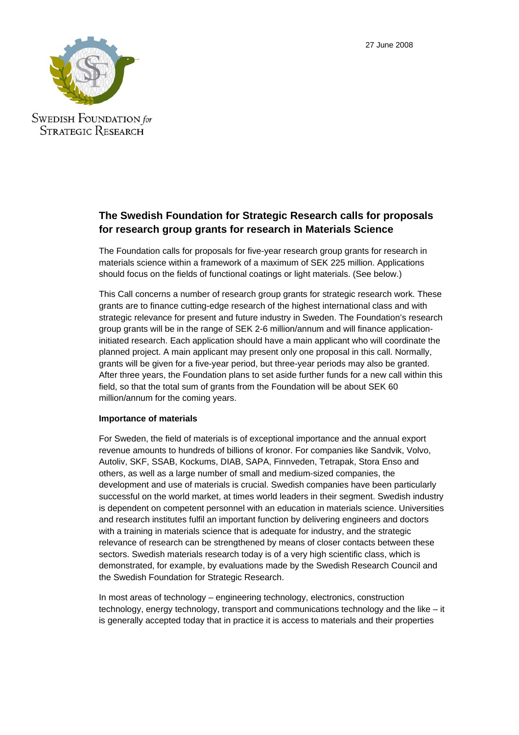27 June 2008

Swedish Foundation for Strategic Research

## The Swedish Foundation for Strategic Research calls for proposals for research group grants for research in Materials Science

The Foundation calls for proposals for five-year research group grants for research in materials science within a framework of a maximum of SEK 225 million. Applications should focus on the fields of functional coatings or light materials. (See below.)

This Call concerns a number of research group grants for strategic research work. These grants are to finance cutting-edge research of the highest international class and with strategic relevance for present and future industry in Sweden. The Foundation's research group grants will be in the range of SEK 2-6 million/annum and will finance application-initiated research. Each application should have a main applicant who will coordinate the planned project. A main applicant may present only one proposal in this call. Normally, grants will be given for a five-year period, but three-year periods may also be granted. After three years, the Foundation plans to set aside further funds for a new call within this field, so that the total sum of grants from the Foundation will be about SEK 60 million/annum for the coming years.

**Importance of materials**

For Sweden, the field of materials is of exceptional importance and the annual export revenue amounts to hundreds of billions of kronor. For companies like Sandvik, Volvo, Autoliv, SKF, SSAB, Kockums, DIAB, SAPA, Finnveden, Tetrapak, Stora Enso and others, as well as a large number of small and medium-sized companies, the development and use of materials is crucial. Swedish companies have been particularly successful on the world market, at times world leaders in their segment. Swedish industry is dependent on competent personnel with an education in materials science. Universities and research institutes fulfil an important function by delivering engineers and doctors with a training in materials science that is adequate for industry, and the strategic relevance of research can be strengthened by means of closer contacts between these sectors. Swedish materials research today is of a very high scientific class, which is demonstrated, for example, by evaluations made by the Swedish Research Council and the Swedish Foundation for Strategic Research.

In most areas of technology – engineering technology, electronics, construction technology, energy technology, transport and communications technology and the like – it is generally accepted today that in practice it is access to materials and their properties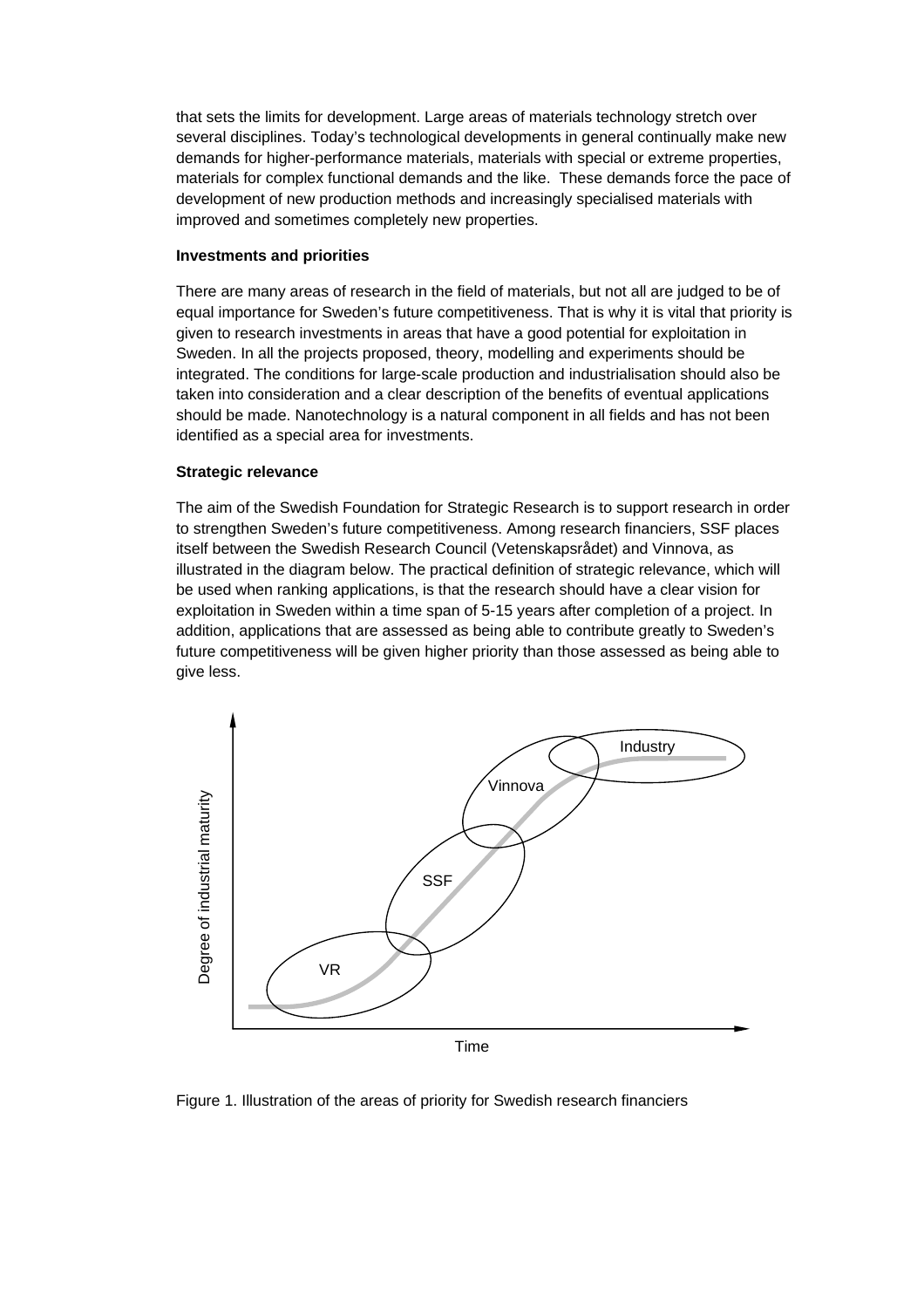that sets the limits for development. Large areas of materials technology stretch over several disciplines. Today's technological developments in general continually make new demands for higher-performance materials, materials with special or extreme properties, materials for complex functional demands and the like. These demands force the pace of development of new production methods and increasingly specialised materials with improved and sometimes completely new properties.

**Investments and priorities**

There are many areas of research in the field of materials, but not all are judged to be of equal importance for Sweden's future competitiveness. That is why it is vital that priority is given to research investments in areas that have a good potential for exploitation in Sweden. In all the projects proposed, theory, modelling and experiments should be integrated. The conditions for large-scale production and industrialisation should also be taken into consideration and a clear description of the benefits of eventual applications should be made. Nanotechnology is a natural component in all fields and has not been identified as a special area for investments.

**Strategic relevance**

The aim of the Swedish Foundation for Strategic Research is to support research in order to strengthen Sweden's future competitiveness. Among research financiers, SSF places itself between the Swedish Research Council (Vetenskapsrådet) and Vinnova, as illustrated in the diagram below. The practical definition of strategic relevance, which will be used when ranking applications, is that the research should have a clear vision for exploitation in Sweden within a time span of 5-15 years after completion of a project. In addition, applications that are assessed as being able to contribute greatly to Sweden's future competitiveness will be given higher priority than those assessed as being able to give less.

Figure 1. Illustration of the areas of priority for Swedish research financiers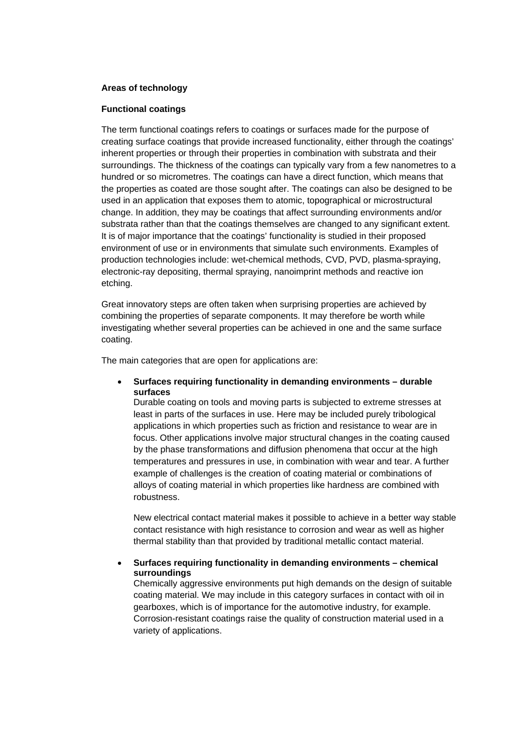## Areas of technology

### Functional coatings

The term functional coatings refers to coatings or surfaces made for the purpose of creating surface coatings that provide increased functionality, either through the coatings' inherent properties or through their properties in combination with substrata and their surroundings. The thickness of the coatings can typically vary from a few nanometres to a hundred or so micrometres. The coatings can have a direct function, which means that the properties as coated are those sought after. The coatings can also be designed to be used in an application that exposes them to atomic, topographical or microstructural change. In addition, they may be coatings that affect surrounding environments and/or substrata rather than that the coatings themselves are changed to any significant extent. It is of major importance that the coatings' functionality is studied in their proposed environment of use or in environments that simulate such environments. Examples of production technologies include: wet-chemical methods, CVD, PVD, plasma-spraying, electronic-ray depositing, thermal spraying, nanoimprint methods and reactive ion etching.

Great innovatory steps are often taken when surprising properties are achieved by combining the properties of separate components. It may therefore be worth while investigating whether several properties can be achieved in one and the same surface coating.

The main categories that are open for applications are:

- **Surfaces requiring functionality in demanding environments – durable surfaces**
  Durable coating on tools and moving parts is subjected to extreme stresses at least in parts of the surfaces in use. Here may be included purely tribological applications in which properties such as friction and resistance to wear are in focus. Other applications involve major structural changes in the coating caused by the phase transformations and diffusion phenomena that occur at the high temperatures and pressures in use, in combination with wear and tear. A further example of challenges is the creation of coating material or combinations of alloys of coating material in which properties like hardness are combined with robustness.

  New electrical contact material makes it possible to achieve in a better way stable contact resistance with high resistance to corrosion and wear as well as higher thermal stability than that provided by traditional metallic contact material.

- **Surfaces requiring functionality in demanding environments – chemical surroundings**
  Chemically aggressive environments put high demands on the design of suitable coating material. We may include in this category surfaces in contact with oil in gearboxes, which is of importance for the automotive industry, for example. Corrosion-resistant coatings raise the quality of construction material used in a variety of applications.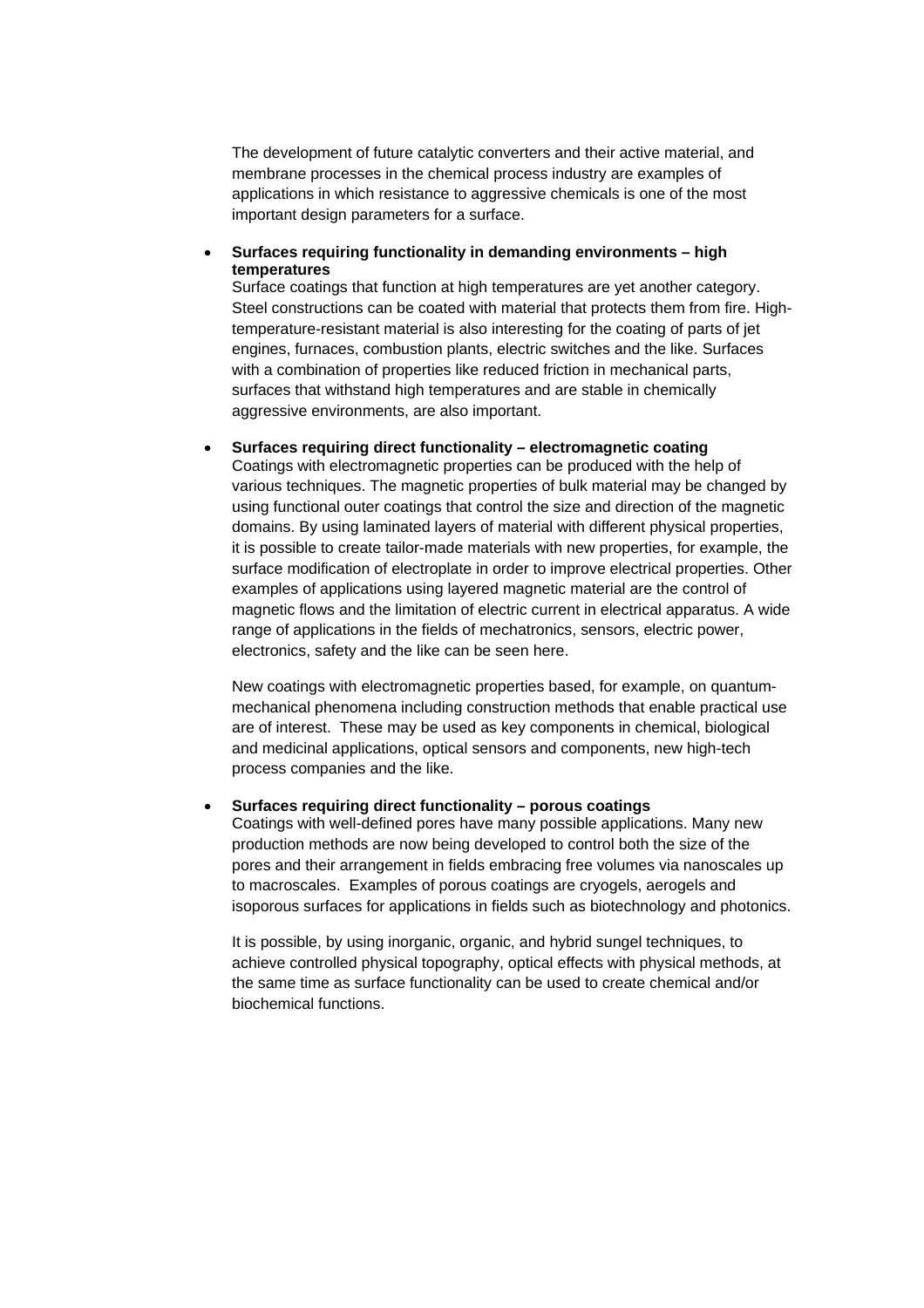The development of future catalytic converters and their active material, and membrane processes in the chemical process industry are examples of applications in which resistance to aggressive chemicals is one of the most important design parameters for a surface.

- **Surfaces requiring functionality in demanding environments – high temperatures**
  Surface coatings that function at high temperatures are yet another category. Steel constructions can be coated with material that protects them from fire. High-temperature-resistant material is also interesting for the coating of parts of jet engines, furnaces, combustion plants, electric switches and the like. Surfaces with a combination of properties like reduced friction in mechanical parts, surfaces that withstand high temperatures and are stable in chemically aggressive environments, are also important.

- **Surfaces requiring direct functionality – electromagnetic coating**
  Coatings with electromagnetic properties can be produced with the help of various techniques. The magnetic properties of bulk material may be changed by using functional outer coatings that control the size and direction of the magnetic domains. By using laminated layers of material with different physical properties, it is possible to create tailor-made materials with new properties, for example, the surface modification of electroplate in order to improve electrical properties. Other examples of applications using layered magnetic material are the control of magnetic flows and the limitation of electric current in electrical apparatus. A wide range of applications in the fields of mechatronics, sensors, electric power, electronics, safety and the like can be seen here.

  New coatings with electromagnetic properties based, for example, on quantum-mechanical phenomena including construction methods that enable practical use are of interest. These may be used as key components in chemical, biological and medicinal applications, optical sensors and components, new high-tech process companies and the like.

- **Surfaces requiring direct functionality – porous coatings**
  Coatings with well-defined pores have many possible applications. Many new production methods are now being developed to control both the size of the pores and their arrangement in fields embracing free volumes via nanoscales up to macroscales. Examples of porous coatings are cryogels, aerogels and isoporous surfaces for applications in fields such as biotechnology and photonics.

  It is possible, by using inorganic, organic, and hybrid sungel techniques, to achieve controlled physical topography, optical effects with physical methods, at the same time as surface functionality can be used to create chemical and/or biochemical functions.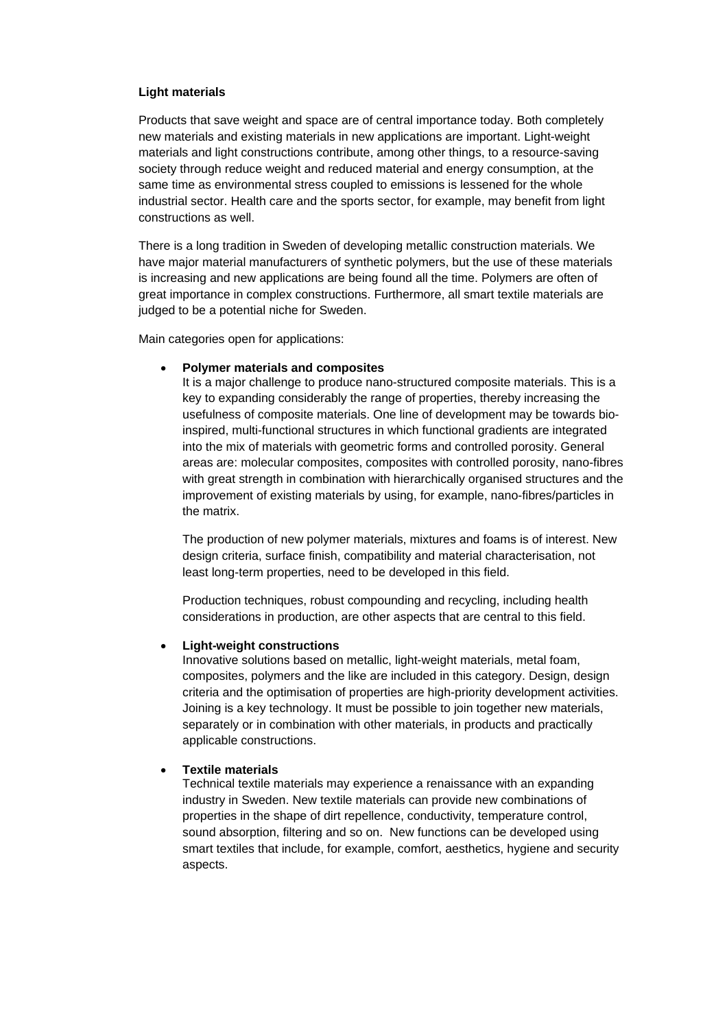**Light materials**

Products that save weight and space are of central importance today. Both completely new materials and existing materials in new applications are important. Light-weight materials and light constructions contribute, among other things, to a resource-saving society through reduce weight and reduced material and energy consumption, at the same time as environmental stress coupled to emissions is lessened for the whole industrial sector. Health care and the sports sector, for example, may benefit from light constructions as well.

There is a long tradition in Sweden of developing metallic construction materials. We have major material manufacturers of synthetic polymers, but the use of these materials is increasing and new applications are being found all the time. Polymers are often of great importance in complex constructions. Furthermore, all smart textile materials are judged to be a potential niche for Sweden.

Main categories open for applications:

- **Polymer materials and composites**
  It is a major challenge to produce nano-structured composite materials. This is a key to expanding considerably the range of properties, thereby increasing the usefulness of composite materials. One line of development may be towards bio-inspired, multi-functional structures in which functional gradients are integrated into the mix of materials with geometric forms and controlled porosity. General areas are: molecular composites, composites with controlled porosity, nano-fibres with great strength in combination with hierarchically organised structures and the improvement of existing materials by using, for example, nano-fibres/particles in the matrix.

  The production of new polymer materials, mixtures and foams is of interest. New design criteria, surface finish, compatibility and material characterisation, not least long-term properties, need to be developed in this field.

  Production techniques, robust compounding and recycling, including health considerations in production, are other aspects that are central to this field.

- **Light-weight constructions**
  Innovative solutions based on metallic, light-weight materials, metal foam, composites, polymers and the like are included in this category. Design, design criteria and the optimisation of properties are high-priority development activities. Joining is a key technology. It must be possible to join together new materials, separately or in combination with other materials, in products and practically applicable constructions.

- **Textile materials**
  Technical textile materials may experience a renaissance with an expanding industry in Sweden. New textile materials can provide new combinations of properties in the shape of dirt repellence, conductivity, temperature control, sound absorption, filtering and so on. New functions can be developed using smart textiles that include, for example, comfort, aesthetics, hygiene and security aspects.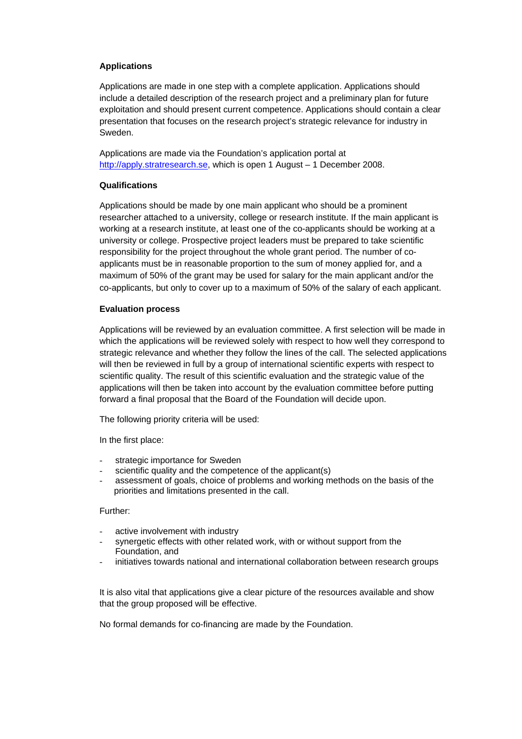**Applications**

Applications are made in one step with a complete application. Applications should include a detailed description of the research project and a preliminary plan for future exploitation and should present current competence. Applications should contain a clear presentation that focuses on the research project's strategic relevance for industry in Sweden.

Applications are made via the Foundation's application portal at http://apply.stratresearch.se, which is open 1 August – 1 December 2008.

**Qualifications**

Applications should be made by one main applicant who should be a prominent researcher attached to a university, college or research institute. If the main applicant is working at a research institute, at least one of the co-applicants should be working at a university or college. Prospective project leaders must be prepared to take scientific responsibility for the project throughout the whole grant period. The number of co-applicants must be in reasonable proportion to the sum of money applied for, and a maximum of 50% of the grant may be used for salary for the main applicant and/or the co-applicants, but only to cover up to a maximum of 50% of the salary of each applicant.

**Evaluation process**

Applications will be reviewed by an evaluation committee. A first selection will be made in which the applications will be reviewed solely with respect to how well they correspond to strategic relevance and whether they follow the lines of the call. The selected applications will then be reviewed in full by a group of international scientific experts with respect to scientific quality. The result of this scientific evaluation and the strategic value of the applications will then be taken into account by the evaluation committee before putting forward a final proposal that the Board of the Foundation will decide upon.

The following priority criteria will be used:

In the first place:

- strategic importance for Sweden
- scientific quality and the competence of the applicant(s)
- assessment of goals, choice of problems and working methods on the basis of the priorities and limitations presented in the call.

Further:

- active involvement with industry
- synergetic effects with other related work, with or without support from the Foundation, and
- initiatives towards national and international collaboration between research groups

It is also vital that applications give a clear picture of the resources available and show that the group proposed will be effective.

No formal demands for co-financing are made by the Foundation.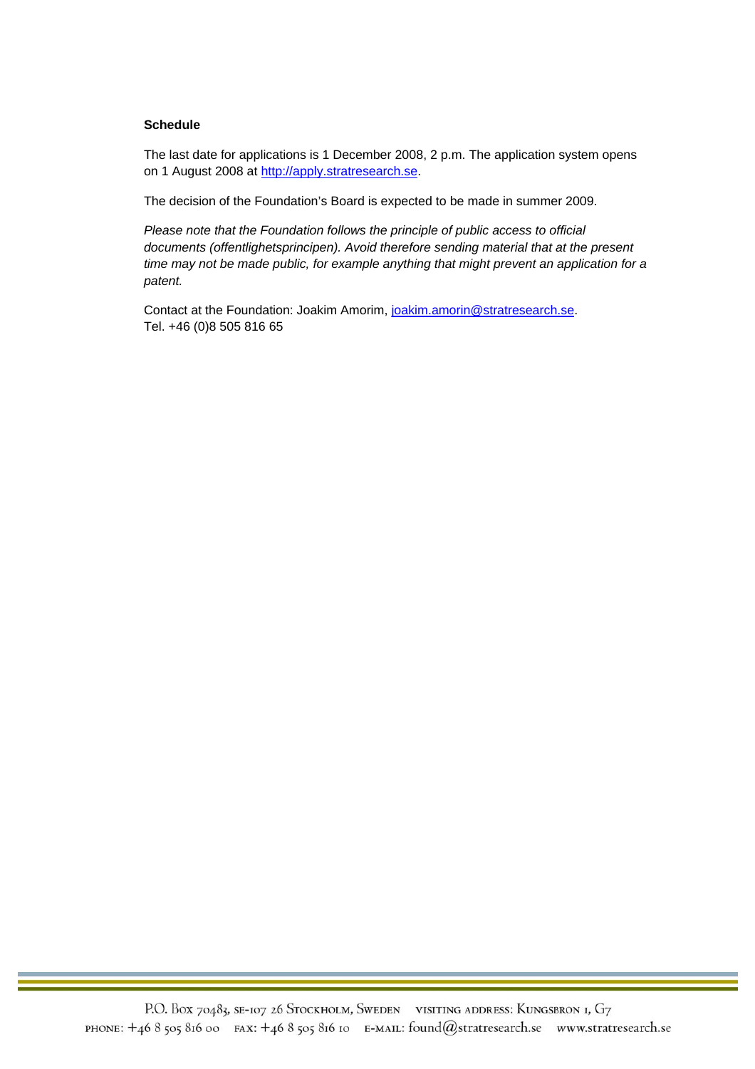**Schedule**

The last date for applications is 1 December 2008, 2 p.m. The application system opens on 1 August 2008 at http://apply.stratresearch.se.

The decision of the Foundation's Board is expected to be made in summer 2009.

*Please note that the Foundation follows the principle of public access to official documents (offentlighetsprincipen). Avoid therefore sending material that at the present time may not be made public, for example anything that might prevent an application for a patent.*

Contact at the Foundation: Joakim Amorim, joakim.amorim@stratresearch.se.
Tel. +46 (0)8 505 816 65